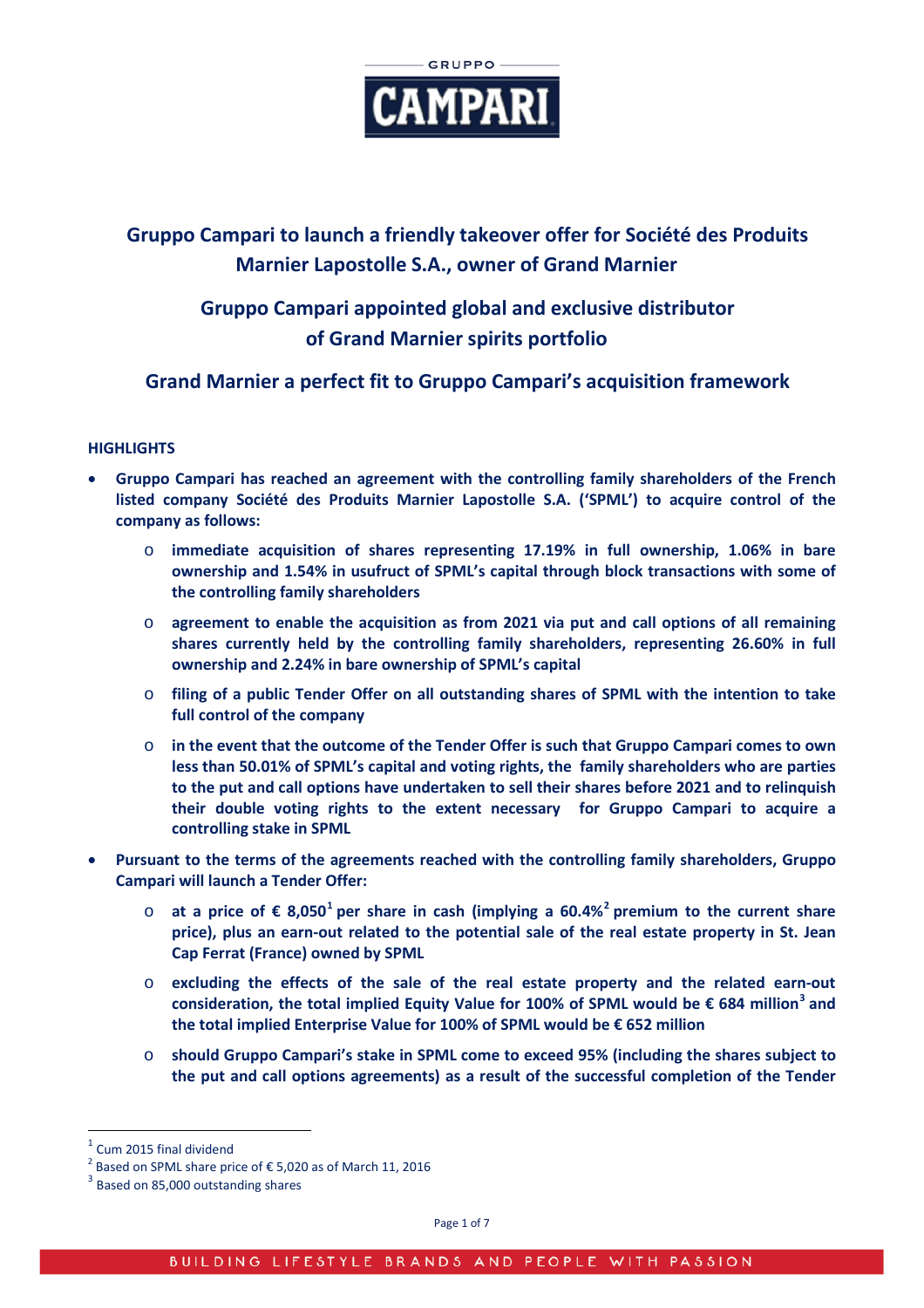# Gruppo Campari to launch a friendly takeover offer for Société des Produits Marnier Lapostolle S.A., owner of Grand Marnier

# Gruppo Campari appointed global and exclusive distributor of Grand Marnier spirits portfolio

# Grand Marnier a perfect fit to Gruppo Campari's acquisition framework

**HIGHLIGHTS**

- **Gruppo Campari has reached an agreement with the controlling family shareholders of the French listed company Société des Produits Marnier Lapostolle S.A. ('SPML') to acquire control of the company as follows:**
  - **immediate acquisition of shares representing 17.19% in full ownership, 1.06% in bare ownership and 1.54% in usufruct of SPML's capital through block transactions with some of the controlling family shareholders**
  - **agreement to enable the acquisition as from 2021 via put and call options of all remaining shares currently held by the controlling family shareholders, representing 26.60% in full ownership and 2.24% in bare ownership of SPML's capital**
  - **filing of a public Tender Offer on all outstanding shares of SPML with the intention to take full control of the company**
  - **in the event that the outcome of the Tender Offer is such that Gruppo Campari comes to own less than 50.01% of SPML's capital and voting rights, the family shareholders who are parties to the put and call options have undertaken to sell their shares before 2021 and to relinquish their double voting rights to the extent necessary for Gruppo Campari to acquire a controlling stake in SPML**
- **Pursuant to the terms of the agreements reached with the controlling family shareholders, Gruppo Campari will launch a Tender Offer:**
  - **at a price of € 8,050[1] per share in cash (implying a 60.4%[2] premium to the current share price), plus an earn-out related to the potential sale of the real estate property in St. Jean Cap Ferrat (France) owned by SPML**
  - **excluding the effects of the sale of the real estate property and the related earn-out consideration, the total implied Equity Value for 100% of SPML would be € 684 million[3] and the total implied Enterprise Value for 100% of SPML would be € 652 million**
  - **should Gruppo Campari's stake in SPML come to exceed 95% (including the shares subject to the put and call options agreements) as a result of the successful completion of the Tender**

---

[1] Cum 2015 final dividend

[2] Based on SPML share price of € 5,020 as of March 11, 2016

[3] Based on 85,000 outstanding shares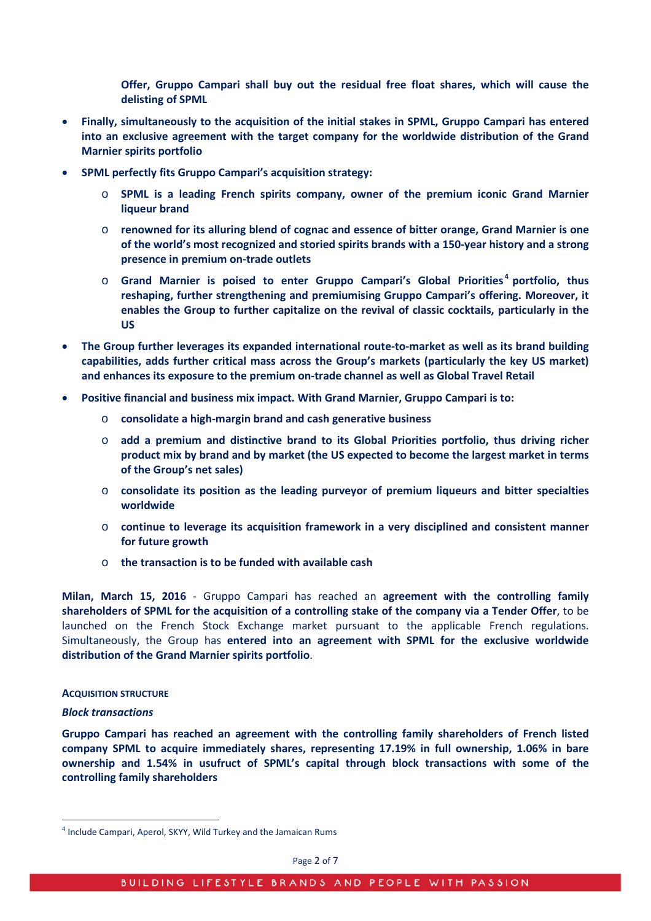**Offer, Gruppo Campari shall buy out the residual free float shares, which will cause the delisting of SPML**

- **Finally, simultaneously to the acquisition of the initial stakes in SPML, Gruppo Campari has entered into an exclusive agreement with the target company for the worldwide distribution of the Grand Marnier spirits portfolio**
- **SPML perfectly fits Gruppo Campari's acquisition strategy:**
  - **SPML is a leading French spirits company, owner of the premium iconic Grand Marnier liqueur brand**
  - **renowned for its alluring blend of cognac and essence of bitter orange, Grand Marnier is one of the world's most recognized and storied spirits brands with a 150-year history and a strong presence in premium on-trade outlets**
  - **Grand Marnier is poised to enter Gruppo Campari's Global Priorities[4] portfolio, thus reshaping, further strengthening and premiumising Gruppo Campari's offering. Moreover, it enables the Group to further capitalize on the revival of classic cocktails, particularly in the US**
- **The Group further leverages its expanded international route-to-market as well as its brand building capabilities, adds further critical mass across the Group's markets (particularly the key US market) and enhances its exposure to the premium on-trade channel as well as Global Travel Retail**
- **Positive financial and business mix impact. With Grand Marnier, Gruppo Campari is to:**
  - **consolidate a high-margin brand and cash generative business**
  - **add a premium and distinctive brand to its Global Priorities portfolio, thus driving richer product mix by brand and by market (the US expected to become the largest market in terms of the Group's net sales)**
  - **consolidate its position as the leading purveyor of premium liqueurs and bitter specialties worldwide**
  - **continue to leverage its acquisition framework in a very disciplined and consistent manner for future growth**
  - **the transaction is to be funded with available cash**

**Milan, March 15, 2016** - Gruppo Campari has reached an **agreement with the controlling family shareholders of SPML for the acquisition of a controlling stake of the company via a Tender Offer**, to be launched on the French Stock Exchange market pursuant to the applicable French regulations. Simultaneously, the Group has **entered into an agreement with SPML for the exclusive worldwide distribution of the Grand Marnier spirits portfolio**.

**ACQUISITION STRUCTURE**

***Block transactions***

**Gruppo Campari has reached an agreement with the controlling family shareholders of French listed company SPML to acquire immediately shares, representing 17.19% in full ownership, 1.06% in bare ownership and 1.54% in usufruct of SPML's capital through block transactions with some of the controlling family shareholders**

[4] Include Campari, Aperol, SKYY, Wild Turkey and the Jamaican Rums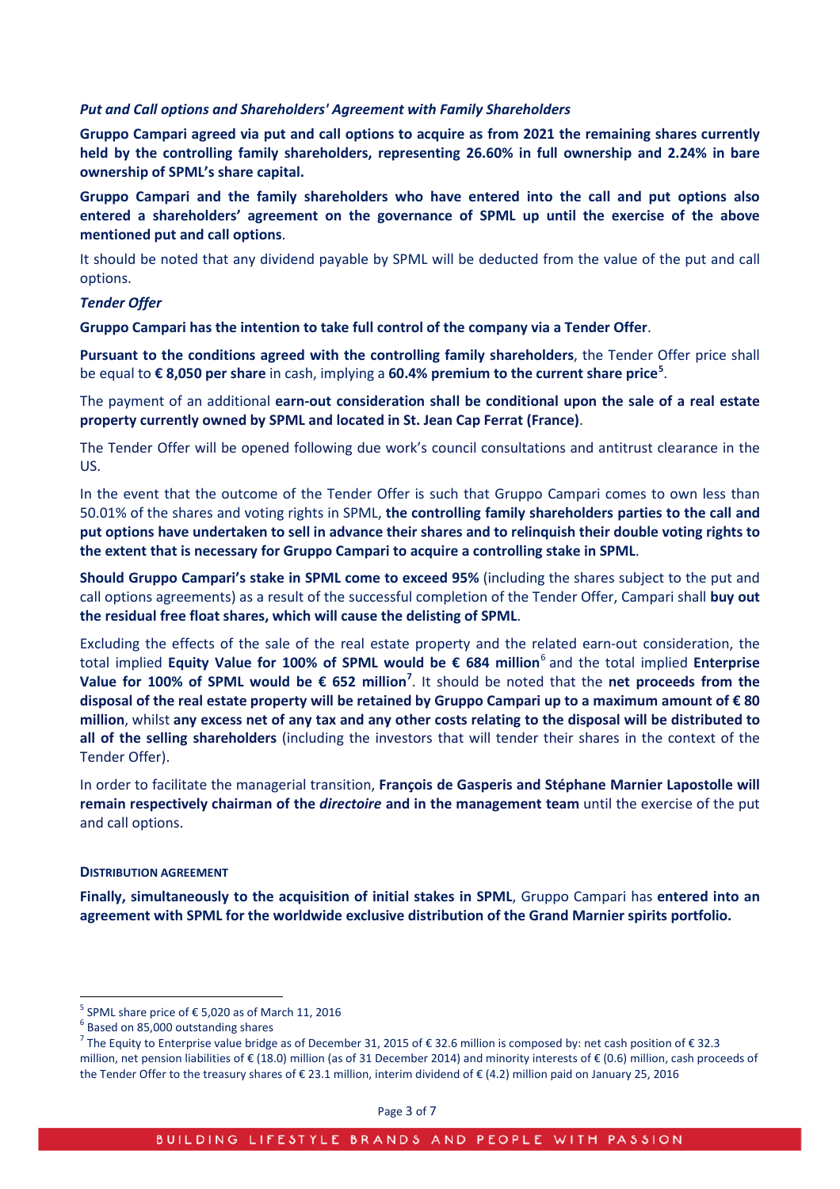*Put and Call options and Shareholders' Agreement with Family Shareholders*

**Gruppo Campari agreed via put and call options to acquire as from 2021 the remaining shares currently held by the controlling family shareholders, representing 26.60% in full ownership and 2.24% in bare ownership of SPML's share capital.**

**Gruppo Campari and the family shareholders who have entered into the call and put options also entered a shareholders' agreement on the governance of SPML up until the exercise of the above mentioned put and call options**.

It should be noted that any dividend payable by SPML will be deducted from the value of the put and call options.

*Tender Offer*

**Gruppo Campari has the intention to take full control of the company via a Tender Offer**.

**Pursuant to the conditions agreed with the controlling family shareholders**, the Tender Offer price shall be equal to **€ 8,050 per share** in cash, implying a **60.4% premium to the current share price**[5].

The payment of an additional **earn-out consideration shall be conditional upon the sale of a real estate property currently owned by SPML and located in St. Jean Cap Ferrat (France)**.

The Tender Offer will be opened following due work's council consultations and antitrust clearance in the US.

In the event that the outcome of the Tender Offer is such that Gruppo Campari comes to own less than 50.01% of the shares and voting rights in SPML, **the controlling family shareholders parties to the call and put options have undertaken to sell in advance their shares and to relinquish their double voting rights to the extent that is necessary for Gruppo Campari to acquire a controlling stake in SPML**.

**Should Gruppo Campari's stake in SPML come to exceed 95%** (including the shares subject to the put and call options agreements) as a result of the successful completion of the Tender Offer, Campari shall **buy out the residual free float shares, which will cause the delisting of SPML**.

Excluding the effects of the sale of the real estate property and the related earn-out consideration, the total implied **Equity Value for 100% of SPML would be € 684 million**[6] and the total implied **Enterprise Value for 100% of SPML would be € 652 million**[7]. It should be noted that the **net proceeds from the disposal of the real estate property will be retained by Gruppo Campari up to a maximum amount of € 80 million**, whilst **any excess net of any tax and any other costs relating to the disposal will be distributed to all of the selling shareholders** (including the investors that will tender their shares in the context of the Tender Offer).

In order to facilitate the managerial transition, **François de Gasperis and Stéphane Marnier Lapostolle will remain respectively chairman of the *directoire* and in the management team** until the exercise of the put and call options.

**DISTRIBUTION AGREEMENT**

**Finally, simultaneously to the acquisition of initial stakes in SPML**, Gruppo Campari has **entered into an agreement with SPML for the worldwide exclusive distribution of the Grand Marnier spirits portfolio.**

---

[5] SPML share price of € 5,020 as of March 11, 2016

[6] Based on 85,000 outstanding shares

[7] The Equity to Enterprise value bridge as of December 31, 2015 of € 32.6 million is composed by: net cash position of € 32.3 million, net pension liabilities of € (18.0) million (as of 31 December 2014) and minority interests of € (0.6) million, cash proceeds of the Tender Offer to the treasury shares of € 23.1 million, interim dividend of € (4.2) million paid on January 25, 2016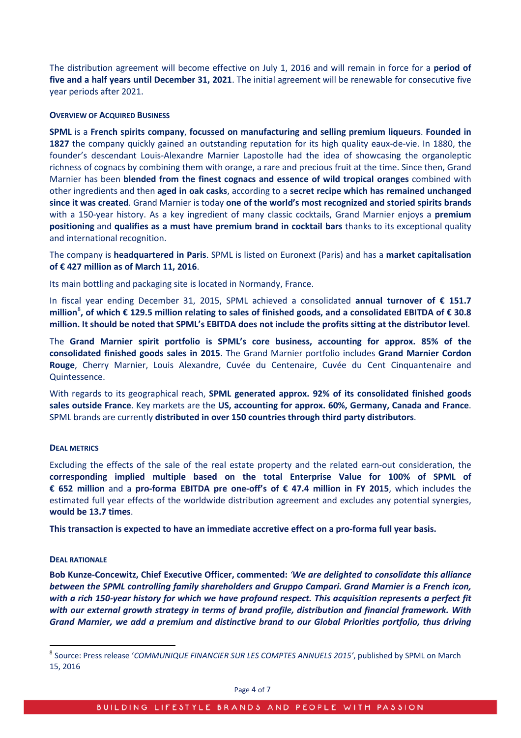The distribution agreement will become effective on July 1, 2016 and will remain in force for a **period of five and a half years until December 31, 2021**. The initial agreement will be renewable for consecutive five year periods after 2021.

#### OVERVIEW OF ACQUIRED BUSINESS

**SPML** is a **French spirits company**, **focussed on manufacturing and selling premium liqueurs**. **Founded in 1827** the company quickly gained an outstanding reputation for its high quality eaux-de-vie. In 1880, the founder's descendant Louis-Alexandre Marnier Lapostolle had the idea of showcasing the organoleptic richness of cognacs by combining them with orange, a rare and precious fruit at the time. Since then, Grand Marnier has been **blended from the finest cognacs and essence of wild tropical oranges** combined with other ingredients and then **aged in oak casks**, according to a **secret recipe which has remained unchanged since it was created**. Grand Marnier is today **one of the world's most recognized and storied spirits brands** with a 150-year history. As a key ingredient of many classic cocktails, Grand Marnier enjoys a **premium positioning** and **qualifies as a must have premium brand in cocktail bars** thanks to its exceptional quality and international recognition.

The company is **headquartered in Paris**. SPML is listed on Euronext (Paris) and has a **market capitalisation of € 427 million as of March 11, 2016**.

Its main bottling and packaging site is located in Normandy, France.

In fiscal year ending December 31, 2015, SPML achieved a consolidated **annual turnover of € 151.7 million**[8]**, of which € 129.5 million relating to sales of finished goods, and a consolidated EBITDA of € 30.8 million. It should be noted that SPML's EBITDA does not include the profits sitting at the distributor level**.

The **Grand Marnier spirit portfolio is SPML's core business, accounting for approx. 85% of the consolidated finished goods sales in 2015**. The Grand Marnier portfolio includes **Grand Marnier Cordon Rouge**, Cherry Marnier, Louis Alexandre, Cuvée du Centenaire, Cuvée du Cent Cinquantenaire and Quintessence.

With regards to its geographical reach, **SPML generated approx. 92% of its consolidated finished goods sales outside France**. Key markets are the **US, accounting for approx. 60%, Germany, Canada and France**. SPML brands are currently **distributed in over 150 countries through third party distributors**.

#### DEAL METRICS

Excluding the effects of the sale of the real estate property and the related earn-out consideration, the **corresponding implied multiple based on the total Enterprise Value for 100% of SPML of € 652 million** and a **pro-forma EBITDA pre one-off's of € 47.4 million in FY 2015**, which includes the estimated full year effects of the worldwide distribution agreement and excludes any potential synergies, **would be 13.7 times**.

**This transaction is expected to have an immediate accretive effect on a pro-forma full year basis.**

#### DEAL RATIONALE

**Bob Kunze-Concewitz, Chief Executive Officer, commented:** ***'We are delighted to consolidate this alliance between the SPML controlling family shareholders and Gruppo Campari. Grand Marnier is a French icon, with a rich 150-year history for which we have profound respect. This acquisition represents a perfect fit with our external growth strategy in terms of brand profile, distribution and financial framework. With Grand Marnier, we add a premium and distinctive brand to our Global Priorities portfolio, thus driving***

[8] Source: Press release '*COMMUNIQUE FINANCIER SUR LES COMPTES ANNUELS 2015'*, published by SPML on March 15, 2016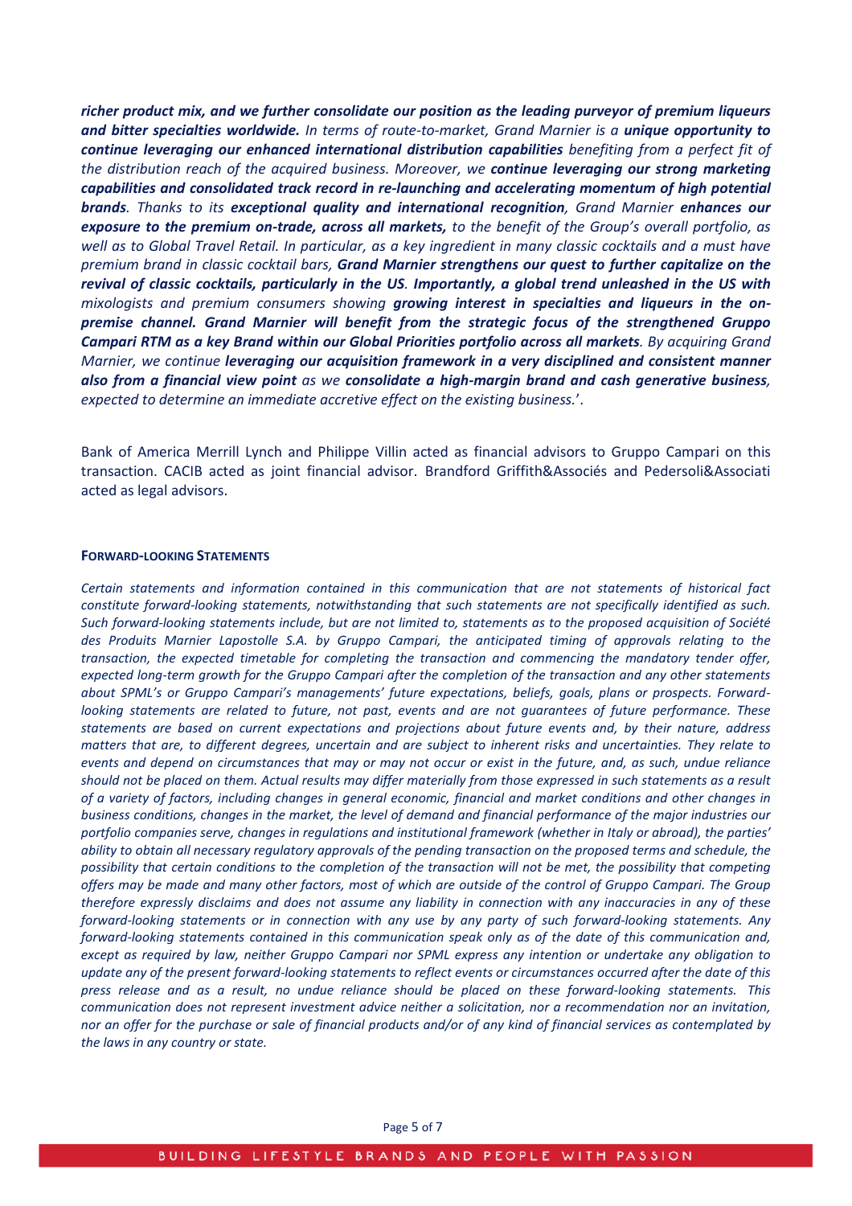*richer product mix, and we further consolidate our position as the leading purveyor of premium liqueurs and bitter specialties worldwide.* *In terms of route-to-market, Grand Marnier is a* ***unique opportunity to continue leveraging our enhanced international distribution capabilities*** *benefiting from a perfect fit of the distribution reach of the acquired business. Moreover, we* ***continue leveraging our strong marketing capabilities and consolidated track record in re-launching and accelerating momentum of high potential brands****. Thanks to its* ***exceptional quality and international recognition****, Grand Marnier* ***enhances our exposure to the premium on-trade, across all markets,*** *to the benefit of the Group's overall portfolio, as well as to Global Travel Retail. In particular, as a key ingredient in many classic cocktails and a must have premium brand in classic cocktail bars,* ***Grand Marnier strengthens our quest to further capitalize on the revival of classic cocktails, particularly in the US. Importantly, a global trend unleashed in the US with*** *mixologists and premium consumers showing* ***growing interest in specialties and liqueurs in the on-premise channel. Grand Marnier will benefit from the strategic focus of the strengthened Gruppo Campari RTM as a key Brand within our Global Priorities portfolio across all markets****. By acquiring Grand Marnier, we continue* ***leveraging our acquisition framework in a very disciplined and consistent manner also from a financial view point*** *as we* ***consolidate a high-margin brand and cash generative business****, expected to determine an immediate accretive effect on the existing business.*'.

Bank of America Merrill Lynch and Philippe Villin acted as financial advisors to Gruppo Campari on this transaction. CACIB acted as joint financial advisor. Brandford Griffith&Associés and Pedersoli&Associati acted as legal advisors.

**FORWARD-LOOKING STATEMENTS**

*Certain statements and information contained in this communication that are not statements of historical fact constitute forward-looking statements, notwithstanding that such statements are not specifically identified as such. Such forward-looking statements include, but are not limited to, statements as to the proposed acquisition of Société des Produits Marnier Lapostolle S.A. by Gruppo Campari, the anticipated timing of approvals relating to the transaction, the expected timetable for completing the transaction and commencing the mandatory tender offer, expected long-term growth for the Gruppo Campari after the completion of the transaction and any other statements about SPML's or Gruppo Campari's managements' future expectations, beliefs, goals, plans or prospects. Forward-looking statements are related to future, not past, events and are not guarantees of future performance. These statements are based on current expectations and projections about future events and, by their nature, address matters that are, to different degrees, uncertain and are subject to inherent risks and uncertainties. They relate to events and depend on circumstances that may or may not occur or exist in the future, and, as such, undue reliance should not be placed on them. Actual results may differ materially from those expressed in such statements as a result of a variety of factors, including changes in general economic, financial and market conditions and other changes in business conditions, changes in the market, the level of demand and financial performance of the major industries our portfolio companies serve, changes in regulations and institutional framework (whether in Italy or abroad), the parties' ability to obtain all necessary regulatory approvals of the pending transaction on the proposed terms and schedule, the possibility that certain conditions to the completion of the transaction will not be met, the possibility that competing offers may be made and many other factors, most of which are outside of the control of Gruppo Campari. The Group therefore expressly disclaims and does not assume any liability in connection with any inaccuracies in any of these forward-looking statements or in connection with any use by any party of such forward-looking statements. Any forward-looking statements contained in this communication speak only as of the date of this communication and, except as required by law, neither Gruppo Campari nor SPML express any intention or undertake any obligation to update any of the present forward-looking statements to reflect events or circumstances occurred after the date of this press release and as a result, no undue reliance should be placed on these forward-looking statements. This communication does not represent investment advice neither a solicitation, nor a recommendation nor an invitation, nor an offer for the purchase or sale of financial products and/or of any kind of financial services as contemplated by the laws in any country or state.*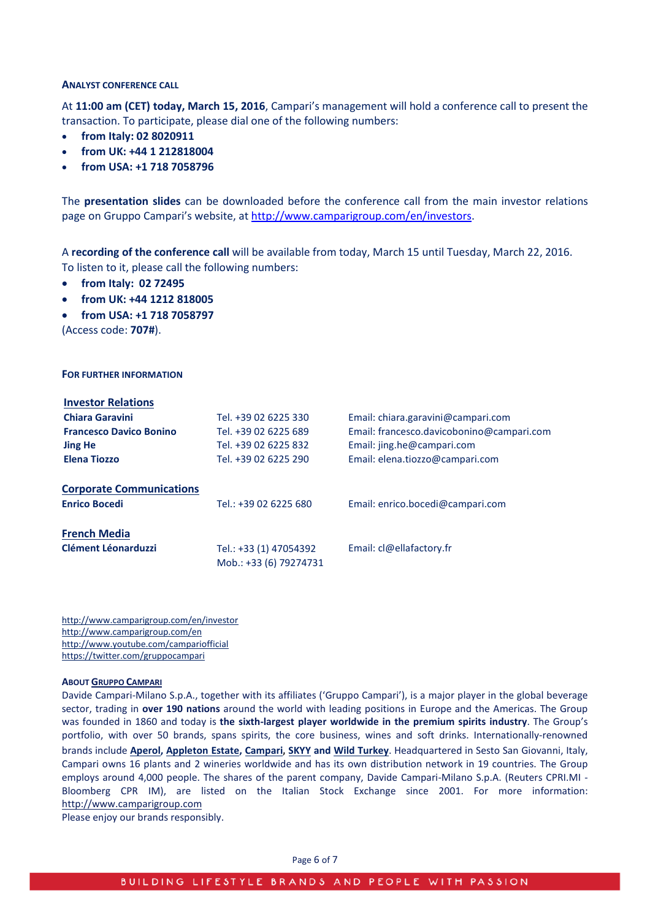#### ANALYST CONFERENCE CALL

At **11:00 am (CET) today, March 15, 2016**, Campari's management will hold a conference call to present the transaction. To participate, please dial one of the following numbers:

- **from Italy: 02 8020911**
- **from UK: +44 1 212818004**
- **from USA: +1 718 7058796**

The **presentation slides** can be downloaded before the conference call from the main investor relations page on Gruppo Campari's website, at http://www.camparigroup.com/en/investors.

A **recording of the conference call** will be available from today, March 15 until Tuesday, March 22, 2016. To listen to it, please call the following numbers:

- **from Italy: 02 72495**
- **from UK: +44 1212 818005**
- **from USA: +1 718 7058797**

(Access code: **707#**).

#### FOR FURTHER INFORMATION

| **Investor Relations** | | |
|---|---|---|
| **Chiara Garavini** | Tel. +39 02 6225 330 | Email: chiara.garavini@campari.com |
| **Francesco Davico Bonino** | Tel. +39 02 6225 689 | Email: francesco.davicobonino@campari.com |
| **Jing He** | Tel. +39 02 6225 832 | Email: jing.he@campari.com |
| **Elena Tiozzo** | Tel. +39 02 6225 290 | Email: elena.tiozzo@campari.com |
| | | |
| **Corporate Communications** | | |
| **Enrico Bocedi** | Tel.: +39 02 6225 680 | Email: enrico.bocedi@campari.com |
| | | |
| **French Media** | | |
| **Clément Léonarduzzi** | Tel.: +33 (1) 47054392<br>Mob.: +33 (6) 79274731 | Email: cl@ellafactory.fr |

http://www.camparigroup.com/en/investor
http://www.camparigroup.com/en
http://www.youtube.com/campariofficial
https://twitter.com/gruppocampari

#### ABOUT GRUPPO CAMPARI

Davide Campari-Milano S.p.A., together with its affiliates ('Gruppo Campari'), is a major player in the global beverage sector, trading in **over 190 nations** around the world with leading positions in Europe and the Americas. The Group was founded in 1860 and today is **the sixth-largest player worldwide in the premium spirits industry**. The Group's portfolio, with over 50 brands, spans spirits, the core business, wines and soft drinks. Internationally-renowned brands include **Aperol, Appleton Estate, Campari, SKYY and Wild Turkey**. Headquartered in Sesto San Giovanni, Italy, Campari owns 16 plants and 2 wineries worldwide and has its own distribution network in 19 countries. The Group employs around 4,000 people. The shares of the parent company, Davide Campari-Milano S.p.A. (Reuters CPRI.MI - Bloomberg CPR IM), are listed on the Italian Stock Exchange since 2001. For more information: http://www.camparigroup.com

Please enjoy our brands responsibly.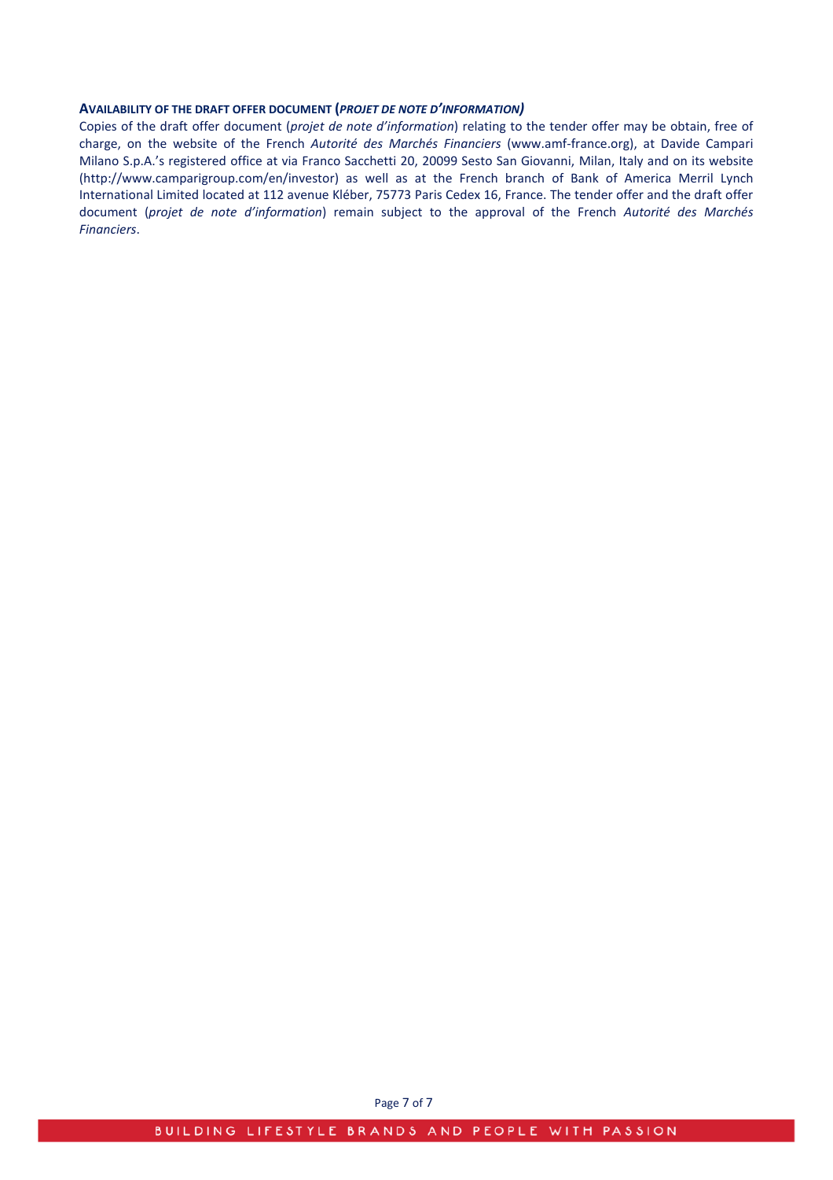**AVAILABILITY OF THE DRAFT OFFER DOCUMENT (*PROJET DE NOTE D'INFORMATION)***

Copies of the draft offer document (*projet de note d'information*) relating to the tender offer may be obtain, free of charge, on the website of the French *Autorité des Marchés Financiers* (www.amf-france.org), at Davide Campari Milano S.p.A.'s registered office at via Franco Sacchetti 20, 20099 Sesto San Giovanni, Milan, Italy and on its website (http://www.camparigroup.com/en/investor) as well as at the French branch of Bank of America Merril Lynch International Limited located at 112 avenue Kléber, 75773 Paris Cedex 16, France. The tender offer and the draft offer document (*projet de note d'information*) remain subject to the approval of the French *Autorité des Marchés Financiers*.